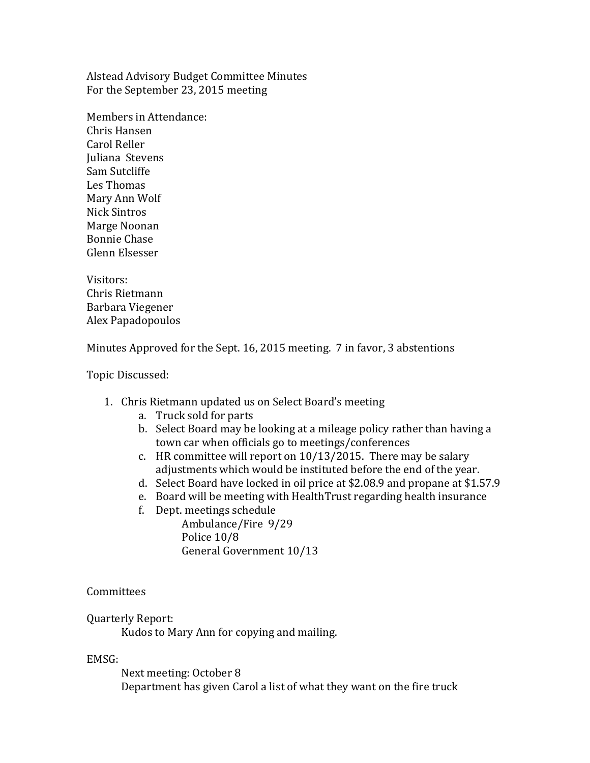Alstead Advisory Budget Committee Minutes
For the September 23, 2015 meeting

Members in Attendance:
Chris Hansen
Carol Reller
Juliana Stevens
Sam Sutcliffe
Les Thomas
Mary Ann Wolf
Nick Sintros
Marge Noonan
Bonnie Chase
Glenn Elsesser

Visitors:
Chris Rietmann
Barbara Viegener
Alex Papadopoulos

Minutes Approved for the Sept. 16, 2015 meeting. 7 in favor, 3 abstentions

Topic Discussed:

1. Chris Rietmann updated us on Select Board's meeting
   a. Truck sold for parts
   b. Select Board may be looking at a mileage policy rather than having a town car when officials go to meetings/conferences
   c. HR committee will report on 10/13/2015. There may be salary adjustments which would be instituted before the end of the year.
   d. Select Board have locked in oil price at $2.08.9 and propane at $1.57.9
   e. Board will be meeting with HealthTrust regarding health insurance
   f. Dept. meetings schedule
      Ambulance/Fire 9/29
      Police 10/8
      General Government 10/13

Committees

Quarterly Report:
Kudos to Mary Ann for copying and mailing.

EMSG:
Next meeting: October 8
Department has given Carol a list of what they want on the fire truck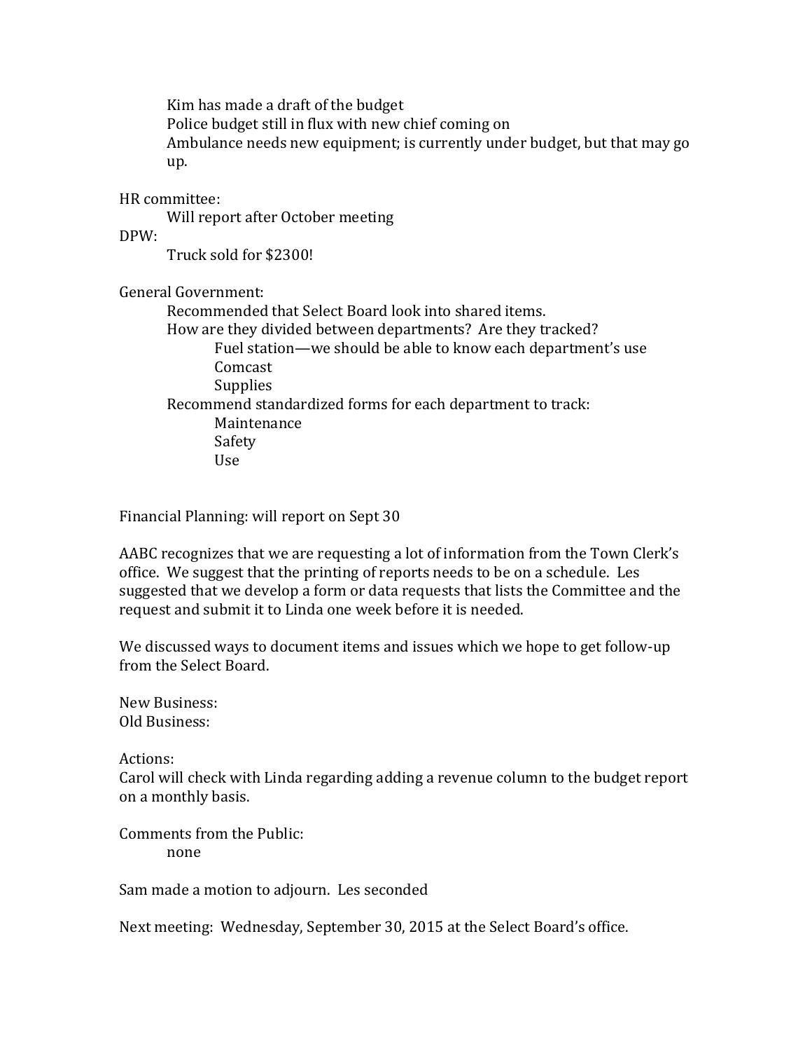- Kim has made a draft of the budget
- Police budget still in flux with new chief coming on
- Ambulance needs new equipment; is currently under budget, but that may go up.

HR committee:

- Will report after October meeting

DPW:

- Truck sold for $2300!

General Government:

- Recommended that Select Board look into shared items.
- How are they divided between departments? Are they tracked?
    - Fuel station—we should be able to know each department's use
    - Comcast
    - Supplies
- Recommend standardized forms for each department to track:
    - Maintenance
    - Safety
    - Use

Financial Planning: will report on Sept 30

AABC recognizes that we are requesting a lot of information from the Town Clerk's office. We suggest that the printing of reports needs to be on a schedule. Les suggested that we develop a form or data requests that lists the Committee and the request and submit it to Linda one week before it is needed.

We discussed ways to document items and issues which we hope to get follow-up from the Select Board.

New Business:
Old Business:

Actions:
Carol will check with Linda regarding adding a revenue column to the budget report on a monthly basis.

Comments from the Public:

- none

Sam made a motion to adjourn. Les seconded

Next meeting: Wednesday, September 30, 2015 at the Select Board's office.